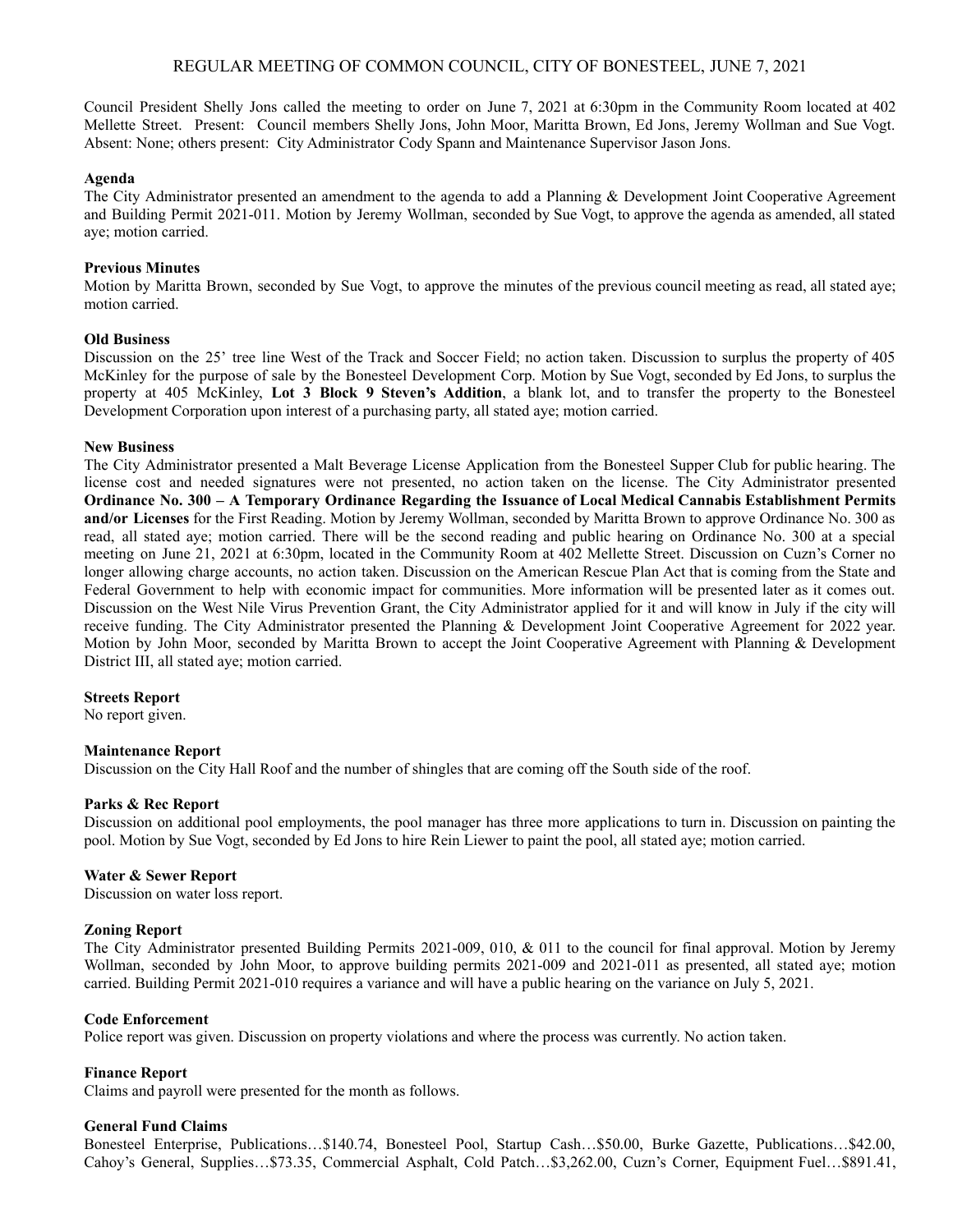# REGULAR MEETING OF COMMON COUNCIL, CITY OF BONESTEEL, JUNE 7, 2021

Council President Shelly Jons called the meeting to order on June 7, 2021 at 6:30pm in the Community Room located at 402 Mellette Street. Present: Council members Shelly Jons, John Moor, Maritta Brown, Ed Jons, Jeremy Wollman and Sue Vogt. Absent: None; others present: City Administrator Cody Spann and Maintenance Supervisor Jason Jons.

**Agenda**

The City Administrator presented an amendment to the agenda to add a Planning & Development Joint Cooperative Agreement and Building Permit 2021-011. Motion by Jeremy Wollman, seconded by Sue Vogt, to approve the agenda as amended, all stated aye; motion carried.

**Previous Minutes**

Motion by Maritta Brown, seconded by Sue Vogt, to approve the minutes of the previous council meeting as read, all stated aye; motion carried.

**Old Business**

Discussion on the 25' tree line West of the Track and Soccer Field; no action taken. Discussion to surplus the property of 405 McKinley for the purpose of sale by the Bonesteel Development Corp. Motion by Sue Vogt, seconded by Ed Jons, to surplus the property at 405 McKinley, **Lot 3 Block 9 Steven's Addition**, a blank lot, and to transfer the property to the Bonesteel Development Corporation upon interest of a purchasing party, all stated aye; motion carried.

**New Business**

The City Administrator presented a Malt Beverage License Application from the Bonesteel Supper Club for public hearing. The license cost and needed signatures were not presented, no action taken on the license. The City Administrator presented **Ordinance No. 300 – A Temporary Ordinance Regarding the Issuance of Local Medical Cannabis Establishment Permits and/or Licenses** for the First Reading. Motion by Jeremy Wollman, seconded by Maritta Brown to approve Ordinance No. 300 as read, all stated aye; motion carried. There will be the second reading and public hearing on Ordinance No. 300 at a special meeting on June 21, 2021 at 6:30pm, located in the Community Room at 402 Mellette Street. Discussion on Cuzn's Corner no longer allowing charge accounts, no action taken. Discussion on the American Rescue Plan Act that is coming from the State and Federal Government to help with economic impact for communities. More information will be presented later as it comes out. Discussion on the West Nile Virus Prevention Grant, the City Administrator applied for it and will know in July if the city will receive funding. The City Administrator presented the Planning & Development Joint Cooperative Agreement for 2022 year. Motion by John Moor, seconded by Maritta Brown to accept the Joint Cooperative Agreement with Planning & Development District III, all stated aye; motion carried.

**Streets Report**

No report given.

**Maintenance Report**

Discussion on the City Hall Roof and the number of shingles that are coming off the South side of the roof.

**Parks & Rec Report**

Discussion on additional pool employments, the pool manager has three more applications to turn in. Discussion on painting the pool. Motion by Sue Vogt, seconded by Ed Jons to hire Rein Liewer to paint the pool, all stated aye; motion carried.

**Water & Sewer Report**

Discussion on water loss report.

**Zoning Report**

The City Administrator presented Building Permits 2021-009, 010, & 011 to the council for final approval. Motion by Jeremy Wollman, seconded by John Moor, to approve building permits 2021-009 and 2021-011 as presented, all stated aye; motion carried. Building Permit 2021-010 requires a variance and will have a public hearing on the variance on July 5, 2021.

**Code Enforcement**

Police report was given. Discussion on property violations and where the process was currently. No action taken.

**Finance Report**

Claims and payroll were presented for the month as follows.

**General Fund Claims**

Bonesteel Enterprise, Publications…$140.74, Bonesteel Pool, Startup Cash…$50.00, Burke Gazette, Publications…$42.00, Cahoy's General, Supplies…$73.35, Commercial Asphalt, Cold Patch…$3,262.00, Cuzn's Corner, Equipment Fuel…$891.41,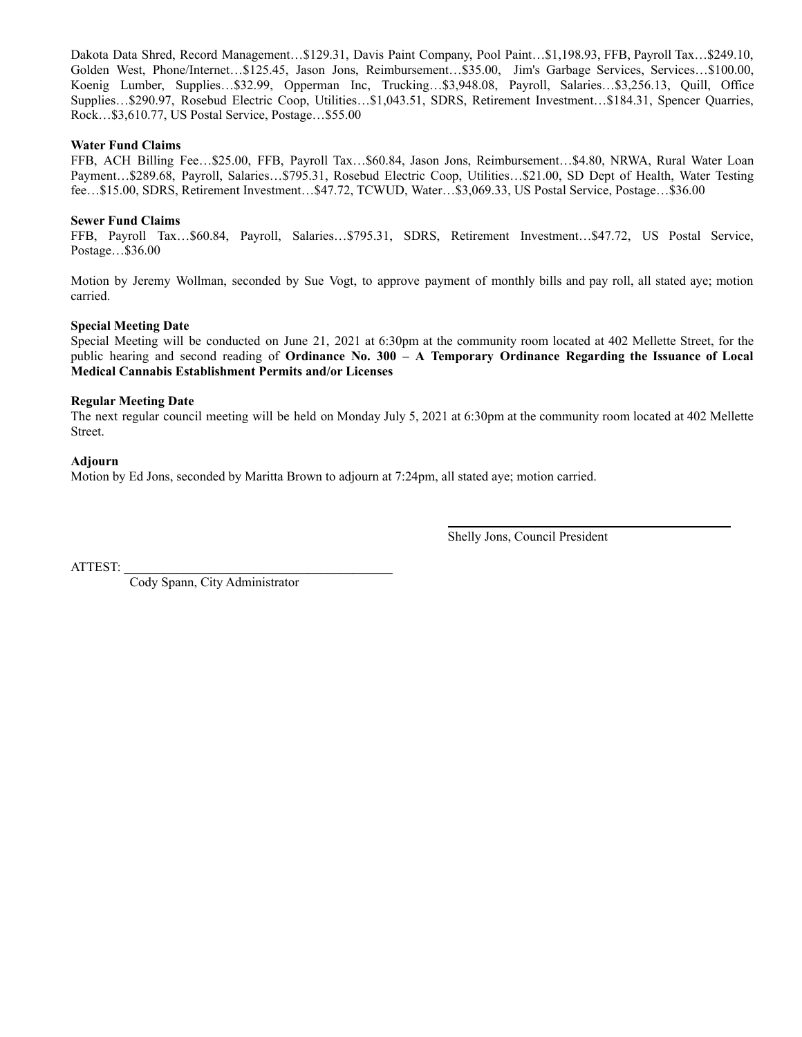Dakota Data Shred, Record Management…$129.31, Davis Paint Company, Pool Paint…$1,198.93, FFB, Payroll Tax…$249.10, Golden West, Phone/Internet…$125.45, Jason Jons, Reimbursement…$35.00, Jim's Garbage Services, Services…$100.00, Koenig Lumber, Supplies…$32.99, Opperman Inc, Trucking…$3,948.08, Payroll, Salaries…$3,256.13, Quill, Office Supplies…$290.97, Rosebud Electric Coop, Utilities…$1,043.51, SDRS, Retirement Investment…$184.31, Spencer Quarries, Rock…$3,610.77, US Postal Service, Postage…$55.00

**Water Fund Claims**
FFB, ACH Billing Fee…$25.00, FFB, Payroll Tax…$60.84, Jason Jons, Reimbursement…$4.80, NRWA, Rural Water Loan Payment…$289.68, Payroll, Salaries…$795.31, Rosebud Electric Coop, Utilities…$21.00, SD Dept of Health, Water Testing fee…$15.00, SDRS, Retirement Investment…$47.72, TCWUD, Water…$3,069.33, US Postal Service, Postage…$36.00

**Sewer Fund Claims**
FFB, Payroll Tax…$60.84, Payroll, Salaries…$795.31, SDRS, Retirement Investment…$47.72, US Postal Service, Postage…$36.00

Motion by Jeremy Wollman, seconded by Sue Vogt, to approve payment of monthly bills and pay roll, all stated aye; motion carried.

**Special Meeting Date**
Special Meeting will be conducted on June 21, 2021 at 6:30pm at the community room located at 402 Mellette Street, for the public hearing and second reading of **Ordinance No. 300 – A Temporary Ordinance Regarding the Issuance of Local Medical Cannabis Establishment Permits and/or Licenses**

**Regular Meeting Date**
The next regular council meeting will be held on Monday July 5, 2021 at 6:30pm at the community room located at 402 Mellette Street.

**Adjourn**
Motion by Ed Jons, seconded by Maritta Brown to adjourn at 7:24pm, all stated aye; motion carried.

\_\_\_\_\_\_\_\_\_\_\_\_\_\_\_\_\_\_\_\_\_\_\_\_\_\_\_\_\_\_\_\_\_\_\_\_\_\_\_\_
Shelly Jons, Council President

ATTEST: \_\_\_\_\_\_\_\_\_\_\_\_\_\_\_\_\_\_\_\_\_\_\_\_\_\_\_\_\_\_\_\_\_\_\_\_\_\_\_\_
Cody Spann, City Administrator